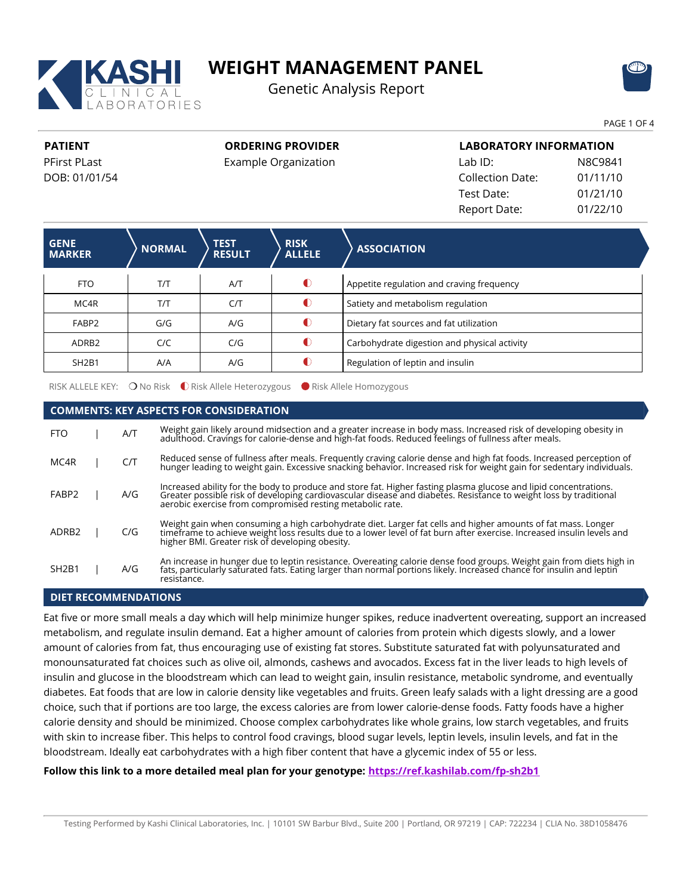# KASHI CLINICAL LABORATORIES

# WEIGHT MANAGEMENT PANEL

## Genetic Analysis Report

| PATIENT | ORDERING PROVIDER | LABORATORY INFORMATION | |
|---|---|---|---|
| PFirst PLast | Example Organization | Lab ID: | N8C9841 |
| DOB: 01/01/54 | | Collection Date: | 01/11/10 |
| | | Test Date: | 01/21/10 |
| | | Report Date: | 01/22/10 |

| GENE MARKER | NORMAL | TEST RESULT | RISK ALLELE | ASSOCIATION |
|---|---|---|---|---|
| FTO | T/T | A/T | ◐ | Appetite regulation and craving frequency |
| MC4R | T/T | C/T | ◐ | Satiety and metabolism regulation |
| FABP2 | G/G | A/G | ◐ | Dietary fat sources and fat utilization |
| ADRB2 | C/C | C/G | ◐ | Carbohydrate digestion and physical activity |
| SH2B1 | A/A | A/G | ◐ | Regulation of leptin and insulin |

RISK ALLELE KEY: ○ No Risk ◐ Risk Allele Heterozygous ● Risk Allele Homozygous

## COMMENTS: KEY ASPECTS FOR CONSIDERATION

**FTO | A/T** — Weight gain likely around midsection and a greater increase in body mass. Increased risk of developing obesity in adulthood. Cravings for calorie-dense and high-fat foods. Reduced feelings of fullness after meals.

**MC4R | C/T** — Reduced sense of fullness after meals. Frequently craving calorie dense and high fat foods. Increased perception of hunger leading to weight gain. Excessive snacking behavior. Increased risk for weight gain for sedentary individuals.

**FABP2 | A/G** — Increased ability for the body to produce and store fat. Higher fasting plasma glucose and lipid concentrations. Greater possible risk of developing cardiovascular disease and diabetes. Resistance to weight loss by traditional aerobic exercise from compromised resting metabolic rate.

**ADRB2 | C/G** — Weight gain when consuming a high carbohydrate diet. Larger fat cells and higher amounts of fat mass. Longer timeframe to achieve weight loss results due to a lower level of fat burn after exercise. Increased insulin levels and higher BMI. Greater risk of developing obesity.

**SH2B1 | A/G** — An increase in hunger due to leptin resistance. Overeating calorie dense food groups. Weight gain from diets high in fats, particularly saturated fats. Eating larger than normal portions likely. Increased chance for insulin and leptin resistance.

## DIET RECOMMENDATIONS

Eat five or more small meals a day which will help minimize hunger spikes, reduce inadvertent overeating, support an increased metabolism, and regulate insulin demand. Eat a higher amount of calories from protein which digests slowly, and a lower amount of calories from fat, thus encouraging use of existing fat stores. Substitute saturated fat with polyunsaturated and monounsaturated fat choices such as olive oil, almonds, cashews and avocados. Excess fat in the liver leads to high levels of insulin and glucose in the bloodstream which can lead to weight gain, insulin resistance, metabolic syndrome, and eventually diabetes. Eat foods that are low in calorie density like vegetables and fruits. Green leafy salads with a light dressing are a good choice, such that if portions are too large, the excess calories are from lower calorie-dense foods. Fatty foods have a higher calorie density and should be minimized. Choose complex carbohydrates like whole grains, low starch vegetables, and fruits with skin to increase fiber. This helps to control food cravings, blood sugar levels, leptin levels, insulin levels, and fat in the bloodstream. Ideally eat carbohydrates with a high fiber content that have a glycemic index of 55 or less.

**Follow this link to a more detailed meal plan for your genotype: https://ref.kashilab.com/fp-sh2b1**

Testing Performed by Kashi Clinical Laboratories, Inc. | 10101 SW Barbur Blvd., Suite 200 | Portland, OR 97219 | CAP: 722234 | CLIA No. 38D1058476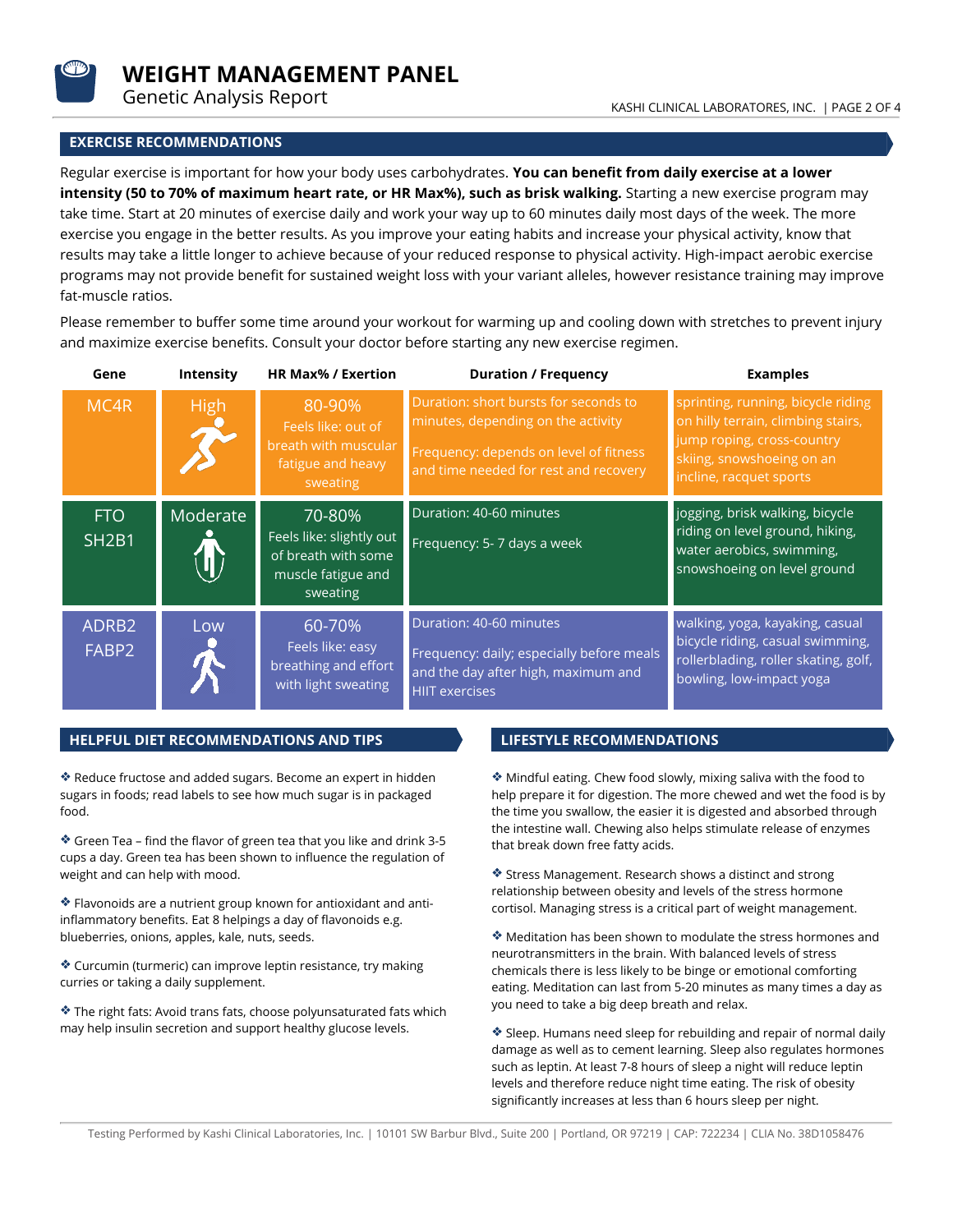# WEIGHT MANAGEMENT PANEL

Genetic Analysis Report

## EXERCISE RECOMMENDATIONS

Regular exercise is important for how your body uses carbohydrates. **You can benefit from daily exercise at a lower intensity (50 to 70% of maximum heart rate, or HR Max%), such as brisk walking.** Starting a new exercise program may take time. Start at 20 minutes of exercise daily and work your way up to 60 minutes daily most days of the week. The more exercise you engage in the better results. As you improve your eating habits and increase your physical activity, know that results may take a little longer to achieve because of your reduced response to physical activity. High-impact aerobic exercise programs may not provide benefit for sustained weight loss with your variant alleles, however resistance training may improve fat-muscle ratios.

Please remember to buffer some time around your workout for warming up and cooling down with stretches to prevent injury and maximize exercise benefits. Consult your doctor before starting any new exercise regimen.

| Gene | Intensity | HR Max% / Exertion | Duration / Frequency | Examples |
|---|---|---|---|---|
| MC4R | High | 80-90% Feels like: out of breath with muscular fatigue and heavy sweating | Duration: short bursts for seconds to minutes, depending on the activity<br>Frequency: depends on level of fitness and time needed for rest and recovery | sprinting, running, bicycle riding on hilly terrain, climbing stairs, jump roping, cross-country skiing, snowshoeing on an incline, racquet sports |
| FTO SH2B1 | Moderate | 70-80% Feels like: slightly out of breath with some muscle fatigue and sweating | Duration: 40-60 minutes<br>Frequency: 5- 7 days a week | jogging, brisk walking, bicycle riding on level ground, hiking, water aerobics, swimming, snowshoeing on level ground |
| ADRB2 FABP2 | Low | 60-70% Feels like: easy breathing and effort with light sweating | Duration: 40-60 minutes<br>Frequency: daily; especially before meals and the day after high, maximum and HIIT exercises | walking, yoga, kayaking, casual bicycle riding, casual swimming, rollerblading, roller skating, golf, bowling, low-impact yoga |

## HELPFUL DIET RECOMMENDATIONS AND TIPS

- Reduce fructose and added sugars. Become an expert in hidden sugars in foods; read labels to see how much sugar is in packaged food.
- Green Tea – find the flavor of green tea that you like and drink 3-5 cups a day. Green tea has been shown to influence the regulation of weight and can help with mood.
- Flavonoids are a nutrient group known for antioxidant and anti-inflammatory benefits. Eat 8 helpings a day of flavonoids e.g. blueberries, onions, apples, kale, nuts, seeds.
- Curcumin (turmeric) can improve leptin resistance, try making curries or taking a daily supplement.
- The right fats: Avoid trans fats, choose polyunsaturated fats which may help insulin secretion and support healthy glucose levels.

## LIFESTYLE RECOMMENDATIONS

- Mindful eating. Chew food slowly, mixing saliva with the food to help prepare it for digestion. The more chewed and wet the food is by the time you swallow, the easier it is digested and absorbed through the intestine wall. Chewing also helps stimulate release of enzymes that break down free fatty acids.
- Stress Management. Research shows a distinct and strong relationship between obesity and levels of the stress hormone cortisol. Managing stress is a critical part of weight management.
- Meditation has been shown to modulate the stress hormones and neurotransmitters in the brain. With balanced levels of stress chemicals there is less likely to be binge or emotional comforting eating. Meditation can last from 5-20 minutes as many times a day as you need to take a big deep breath and relax.
- Sleep. Humans need sleep for rebuilding and repair of normal daily damage as well as to cement learning. Sleep also regulates hormones such as leptin. At least 7-8 hours of sleep a night will reduce leptin levels and therefore reduce night time eating. The risk of obesity significantly increases at less than 6 hours sleep per night.

Testing Performed by Kashi Clinical Laboratories, Inc. | 10101 SW Barbur Blvd., Suite 200 | Portland, OR 97219 | CAP: 722234 | CLIA No. 38D1058476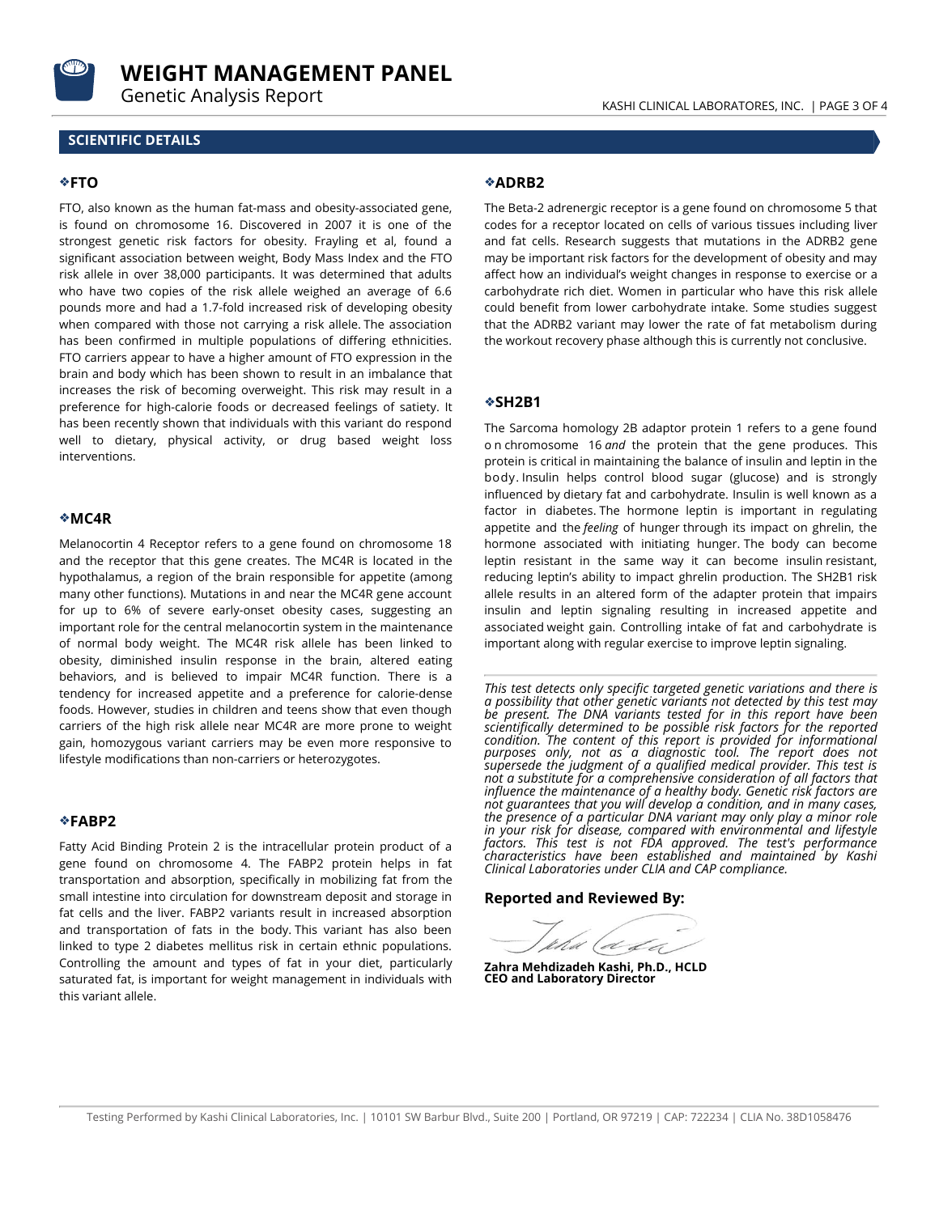## SCIENTIFIC DETAILS

### ❖FTO

FTO, also known as the human fat-mass and obesity-associated gene, is found on chromosome 16. Discovered in 2007 it is one of the strongest genetic risk factors for obesity. Frayling et al, found a significant association between weight, Body Mass Index and the FTO risk allele in over 38,000 participants. It was determined that adults who have two copies of the risk allele weighed an average of 6.6 pounds more and had a 1.7-fold increased risk of developing obesity when compared with those not carrying a risk allele. The association has been confirmed in multiple populations of differing ethnicities. FTO carriers appear to have a higher amount of FTO expression in the brain and body which has been shown to result in an imbalance that increases the risk of becoming overweight. This risk may result in a preference for high-calorie foods or decreased feelings of satiety. It has been recently shown that individuals with this variant do respond well to dietary, physical activity, or drug based weight loss interventions.

### ❖MC4R

Melanocortin 4 Receptor refers to a gene found on chromosome 18 and the receptor that this gene creates. The MC4R is located in the hypothalamus, a region of the brain responsible for appetite (among many other functions). Mutations in and near the MC4R gene account for up to 6% of severe early-onset obesity cases, suggesting an important role for the central melanocortin system in the maintenance of normal body weight. The MC4R risk allele has been linked to obesity, diminished insulin response in the brain, altered eating behaviors, and is believed to impair MC4R function. There is a tendency for increased appetite and a preference for calorie-dense foods. However, studies in children and teens show that even though carriers of the high risk allele near MC4R are more prone to weight gain, homozygous variant carriers may be even more responsive to lifestyle modifications than non-carriers or heterozygotes.

### ❖FABP2

Fatty Acid Binding Protein 2 is the intracellular protein product of a gene found on chromosome 4. The FABP2 protein helps in fat transportation and absorption, specifically in mobilizing fat from the small intestine into circulation for downstream deposit and storage in fat cells and the liver. FABP2 variants result in increased absorption and transportation of fats in the body. This variant has also been linked to type 2 diabetes mellitus risk in certain ethnic populations. Controlling the amount and types of fat in your diet, particularly saturated fat, is important for weight management in individuals with this variant allele.

### ❖ADRB2

The Beta-2 adrenergic receptor is a gene found on chromosome 5 that codes for a receptor located on cells of various tissues including liver and fat cells. Research suggests that mutations in the ADRB2 gene may be important risk factors for the development of obesity and may affect how an individual's weight changes in response to exercise or a carbohydrate rich diet. Women in particular who have this risk allele could benefit from lower carbohydrate intake. Some studies suggest that the ADRB2 variant may lower the rate of fat metabolism during the workout recovery phase although this is currently not conclusive.

### ❖SH2B1

The Sarcoma homology 2B adaptor protein 1 refers to a gene found on chromosome 16 *and* the protein that the gene produces. This protein is critical in maintaining the balance of insulin and leptin in the body. Insulin helps control blood sugar (glucose) and is strongly influenced by dietary fat and carbohydrate. Insulin is well known as a factor in diabetes. The hormone leptin is important in regulating appetite and the *feeling* of hunger through its impact on ghrelin, the hormone associated with initiating hunger. The body can become leptin resistant in the same way it can become insulin resistant, reducing leptin's ability to impact ghrelin production. The SH2B1 risk allele results in an altered form of the adapter protein that impairs insulin and leptin signaling resulting in increased appetite and associated weight gain. Controlling intake of fat and carbohydrate is important along with regular exercise to improve leptin signaling.

---

*This test detects only specific targeted genetic variations and there is a possibility that other genetic variants not detected by this test may be present. The DNA variants tested for in this report have been scientifically determined to be possible risk factors for the reported condition. The content of this report is provided for informational purposes only, not as a diagnostic tool. The report does not supersede the judgment of a qualified medical provider. This test is not a substitute for a comprehensive consideration of all factors that influence the maintenance of a healthy body. Genetic risk factors are not guarantees that you will develop a condition, and in many cases, the presence of a particular DNA variant may only play a minor role in your risk for disease, compared with environmental and lifestyle factors. This test is not FDA approved. The test's performance characteristics have been established and maintained by Kashi Clinical Laboratories under CLIA and CAP compliance.*

**Reported and Reviewed By:**

**Zahra Mehdizadeh Kashi, Ph.D., HCLD**
**CEO and Laboratory Director**

Testing Performed by Kashi Clinical Laboratories, Inc. | 10101 SW Barbur Blvd., Suite 200 | Portland, OR 97219 | CAP: 722234 | CLIA No. 38D1058476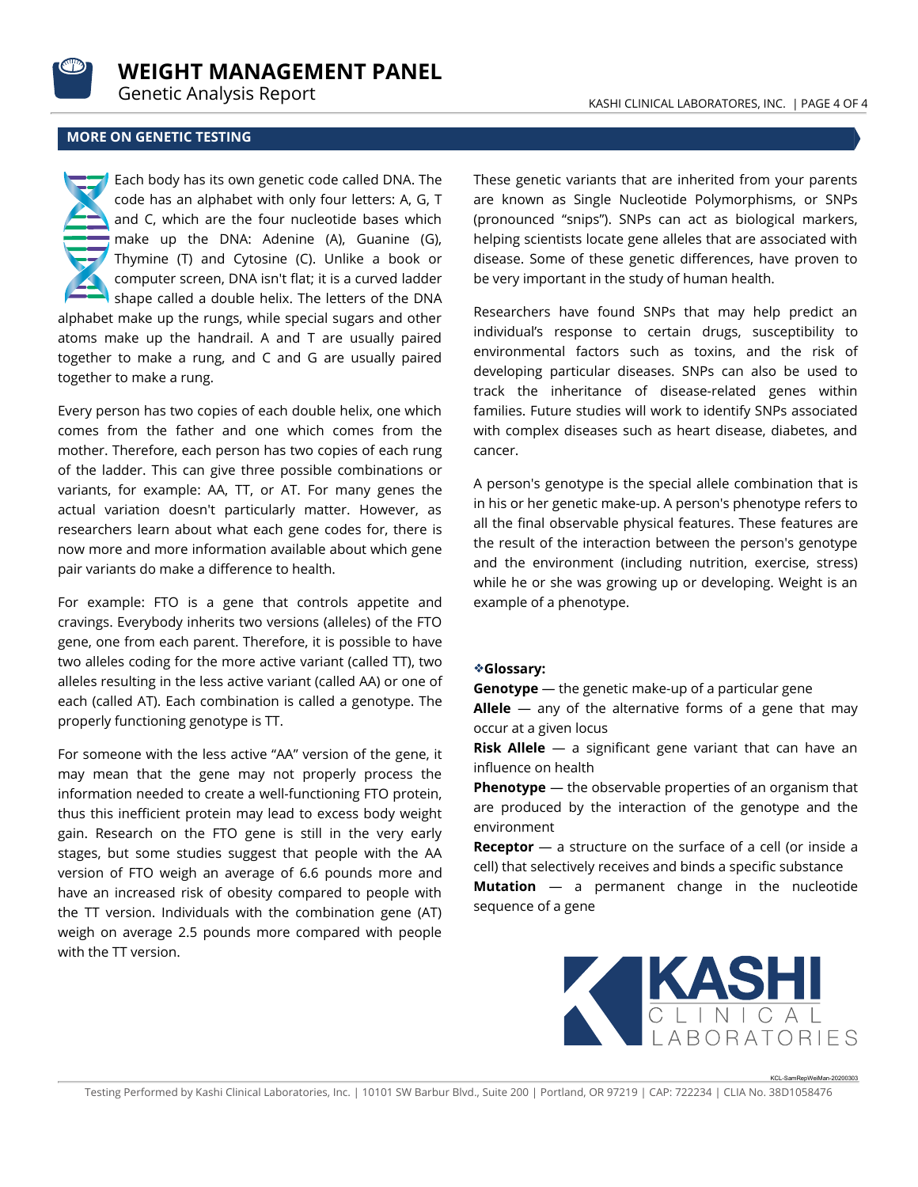## MORE ON GENETIC TESTING

Each body has its own genetic code called DNA. The code has an alphabet with only four letters: A, G, T and C, which are the four nucleotide bases which make up the DNA: Adenine (A), Guanine (G), Thymine (T) and Cytosine (C). Unlike a book or computer screen, DNA isn't flat; it is a curved ladder shape called a double helix. The letters of the DNA alphabet make up the rungs, while special sugars and other atoms make up the handrail. A and T are usually paired together to make a rung, and C and G are usually paired together to make a rung.

Every person has two copies of each double helix, one which comes from the father and one which comes from the mother. Therefore, each person has two copies of each rung of the ladder. This can give three possible combinations or variants, for example: AA, TT, or AT. For many genes the actual variation doesn't particularly matter. However, as researchers learn about what each gene codes for, there is now more and more information available about which gene pair variants do make a difference to health.

For example: FTO is a gene that controls appetite and cravings. Everybody inherits two versions (alleles) of the FTO gene, one from each parent. Therefore, it is possible to have two alleles coding for the more active variant (called TT), two alleles resulting in the less active variant (called AA) or one of each (called AT). Each combination is called a genotype. The properly functioning genotype is TT.

For someone with the less active "AA" version of the gene, it may mean that the gene may not properly process the information needed to create a well-functioning FTO protein, thus this inefficient protein may lead to excess body weight gain. Research on the FTO gene is still in the very early stages, but some studies suggest that people with the AA version of FTO weigh an average of 6.6 pounds more and have an increased risk of obesity compared to people with the TT version. Individuals with the combination gene (AT) weigh on average 2.5 pounds more compared with people with the TT version.

These genetic variants that are inherited from your parents are known as Single Nucleotide Polymorphisms, or SNPs (pronounced "snips"). SNPs can act as biological markers, helping scientists locate gene alleles that are associated with disease. Some of these genetic differences, have proven to be very important in the study of human health.

Researchers have found SNPs that may help predict an individual's response to certain drugs, susceptibility to environmental factors such as toxins, and the risk of developing particular diseases. SNPs can also be used to track the inheritance of disease-related genes within families. Future studies will work to identify SNPs associated with complex diseases such as heart disease, diabetes, and cancer.

A person's genotype is the special allele combination that is in his or her genetic make-up. A person's phenotype refers to all the final observable physical features. These features are the result of the interaction between the person's genotype and the environment (including nutrition, exercise, stress) while he or she was growing up or developing. Weight is an example of a phenotype.

❖**Glossary:**

**Genotype** — the genetic make-up of a particular gene
**Allele** — any of the alternative forms of a gene that may occur at a given locus
**Risk Allele** — a significant gene variant that can have an influence on health
**Phenotype** — the observable properties of an organism that are produced by the interaction of the genotype and the environment
**Receptor** — a structure on the surface of a cell (or inside a cell) that selectively receives and binds a specific substance
**Mutation** — a permanent change in the nucleotide sequence of a gene

KASHI CLINICAL LABORATORIES

KCL-SamRepWeiMan-20200303

Testing Performed by Kashi Clinical Laboratories, Inc. | 10101 SW Barbur Blvd., Suite 200 | Portland, OR 97219 | CAP: 722234 | CLIA No. 38D1058476